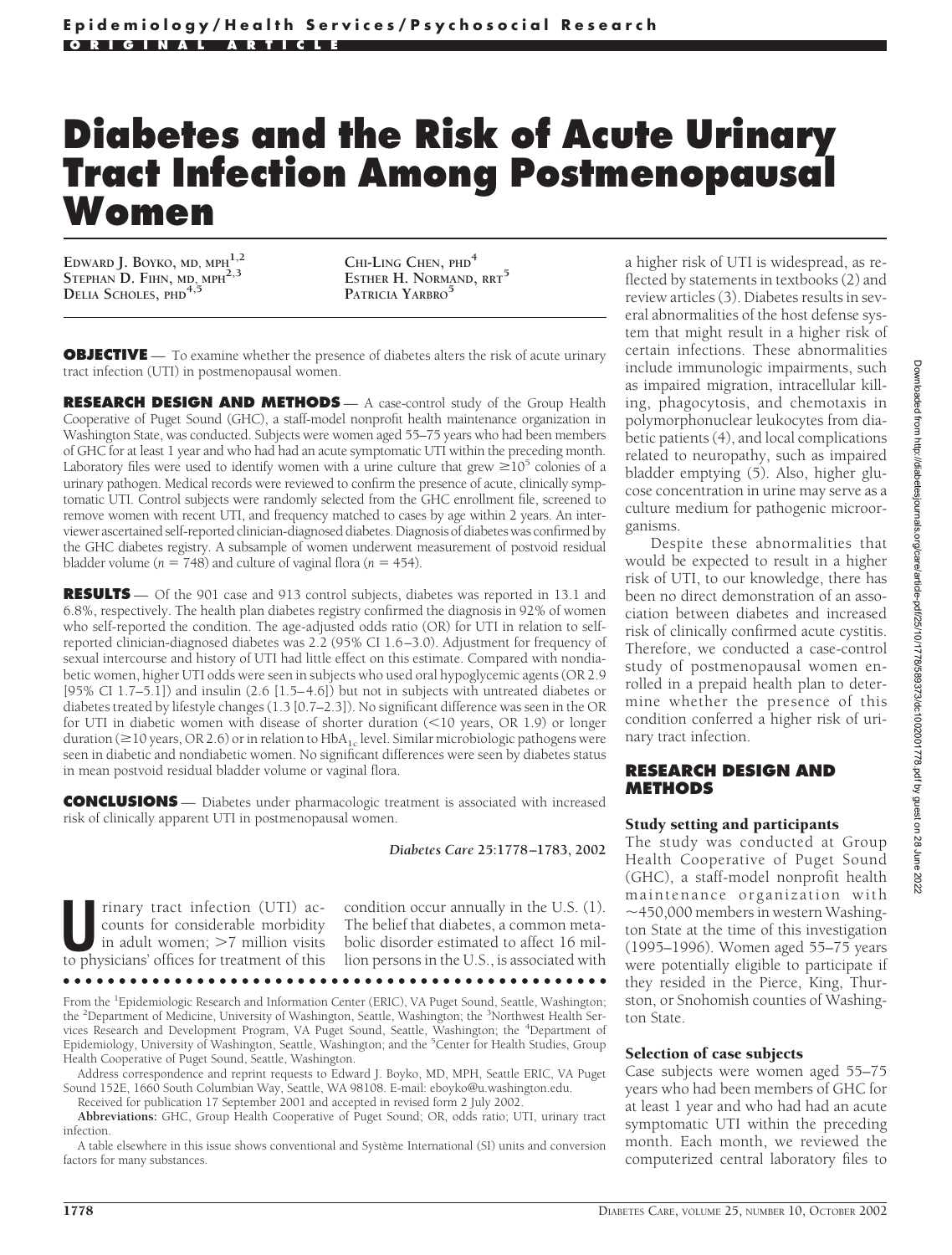# Diabetes and the Risk of Acute Urinary Tract Infection Among Postmenopausal Women

**EDWARD J. BOYKO, MD, MPH**[1,2]
**STEPHAN D. FIHN, MD, MPH**[2,3]
**DELIA SCHOLES, PHD**[4,5]
**CHI-LING CHEN, PHD**[4]
**ESTHER H. NORMAND, RRT**[5]
**PATRICIA YARBRO**[5]

**OBJECTIVE** — To examine whether the presence of diabetes alters the risk of acute urinary tract infection (UTI) in postmenopausal women.

**RESEARCH DESIGN AND METHODS** — A case-control study of the Group Health Cooperative of Puget Sound (GHC), a staff-model nonprofit health maintenance organization in Washington State, was conducted. Subjects were women aged 55–75 years who had been members of GHC for at least 1 year and who had had an acute symptomatic UTI within the preceding month. Laboratory files were used to identify women with a urine culture that grew $\geq 10^5$ colonies of a urinary pathogen. Medical records were reviewed to confirm the presence of acute, clinically symptomatic UTI. Control subjects were randomly selected from the GHC enrollment file, screened to remove women with recent UTI, and frequency matched to cases by age within 2 years. An interviewer ascertained self-reported clinician-diagnosed diabetes. Diagnosis of diabetes was confirmed by the GHC diabetes registry. A subsample of women underwent measurement of postvoid residual bladder volume ($n = 748$) and culture of vaginal flora ($n = 454$).

**RESULTS** — Of the 901 case and 913 control subjects, diabetes was reported in 13.1 and 6.8%, respectively. The health plan diabetes registry confirmed the diagnosis in 92% of women who self-reported the condition. The age-adjusted odds ratio (OR) for UTI in relation to self-reported clinician-diagnosed diabetes was 2.2 (95% CI 1.6–3.0). Adjustment for frequency of sexual intercourse and history of UTI had little effect on this estimate. Compared with nondiabetic women, higher UTI odds were seen in subjects who used oral hypoglycemic agents (OR 2.9 [95% CI 1.7–5.1]) and insulin (2.6 [1.5–4.6]) but not in subjects with untreated diabetes or diabetes treated by lifestyle changes (1.3 [0.7–2.3]). No significant difference was seen in the OR for UTI in diabetic women with disease of shorter duration (<10 years, OR 1.9) or longer duration (≥10 years, OR 2.6) or in relation to $HbA_{1c}$ level. Similar microbiologic pathogens were seen in diabetic and nondiabetic women. No significant differences were seen by diabetes status in mean postvoid residual bladder volume or vaginal flora.

**CONCLUSIONS** — Diabetes under pharmacologic treatment is associated with increased risk of clinically apparent UTI in postmenopausal women.

*Diabetes Care* **25:**1778–1783, 2002

Urinary tract infection (UTI) accounts for considerable morbidity in adult women; >7 million visits to physicians' offices for treatment of this condition occur annually in the U.S. (1). The belief that diabetes, a common metabolic disorder estimated to affect 16 million persons in the U.S., is associated with a higher risk of UTI is widespread, as reflected by statements in textbooks (2) and review articles (3). Diabetes results in several abnormalities of the host defense system that might result in a higher risk of certain infections. These abnormalities include immunologic impairments, such as impaired migration, intracellular killing, phagocytosis, and chemotaxis in polymorphonuclear leukocytes from diabetic patients (4), and local complications related to neuropathy, such as impaired bladder emptying (5). Also, higher glucose concentration in urine may serve as a culture medium for pathogenic microorganisms.

Despite these abnormalities that would be expected to result in a higher risk of UTI, to our knowledge, there has been no direct demonstration of an association between diabetes and increased risk of clinically confirmed acute cystitis. Therefore, we conducted a case-control study of postmenopausal women enrolled in a prepaid health plan to determine whether the presence of this condition conferred a higher risk of urinary tract infection.

## RESEARCH DESIGN AND METHODS

### Study setting and participants

The study was conducted at Group Health Cooperative of Puget Sound (GHC), a staff-model nonprofit health maintenance organization with ~450,000 members in western Washington State at the time of this investigation (1995–1996). Women aged 55–75 years were potentially eligible to participate if they resided in the Pierce, King, Thurston, or Snohomish counties of Washington State.

### Selection of case subjects

Case subjects were women aged 55–75 years who had been members of GHC for at least 1 year and who had had an acute symptomatic UTI within the preceding month. Each month, we reviewed the computerized central laboratory files to

---

From the [1]Epidemiologic Research and Information Center (ERIC), VA Puget Sound, Seattle, Washington; the [2]Department of Medicine, University of Washington, Seattle, Washington; the [3]Northwest Health Services Research and Development Program, VA Puget Sound, Seattle, Washington; the [4]Department of Epidemiology, University of Washington, Seattle, Washington; and the [5]Center for Health Studies, Group Health Cooperative of Puget Sound, Seattle, Washington.

Address correspondence and reprint requests to Edward J. Boyko, MD, MPH, Seattle ERIC, VA Puget Sound 152E, 1660 South Columbian Way, Seattle, WA 98108. E-mail: eboyko@u.washington.edu.

Received for publication 17 September 2001 and accepted in revised form 2 July 2002.

**Abbreviations:** GHC, Group Health Cooperative of Puget Sound; OR, odds ratio; UTI, urinary tract infection.

A table elsewhere in this issue shows conventional and Système International (SI) units and conversion factors for many substances.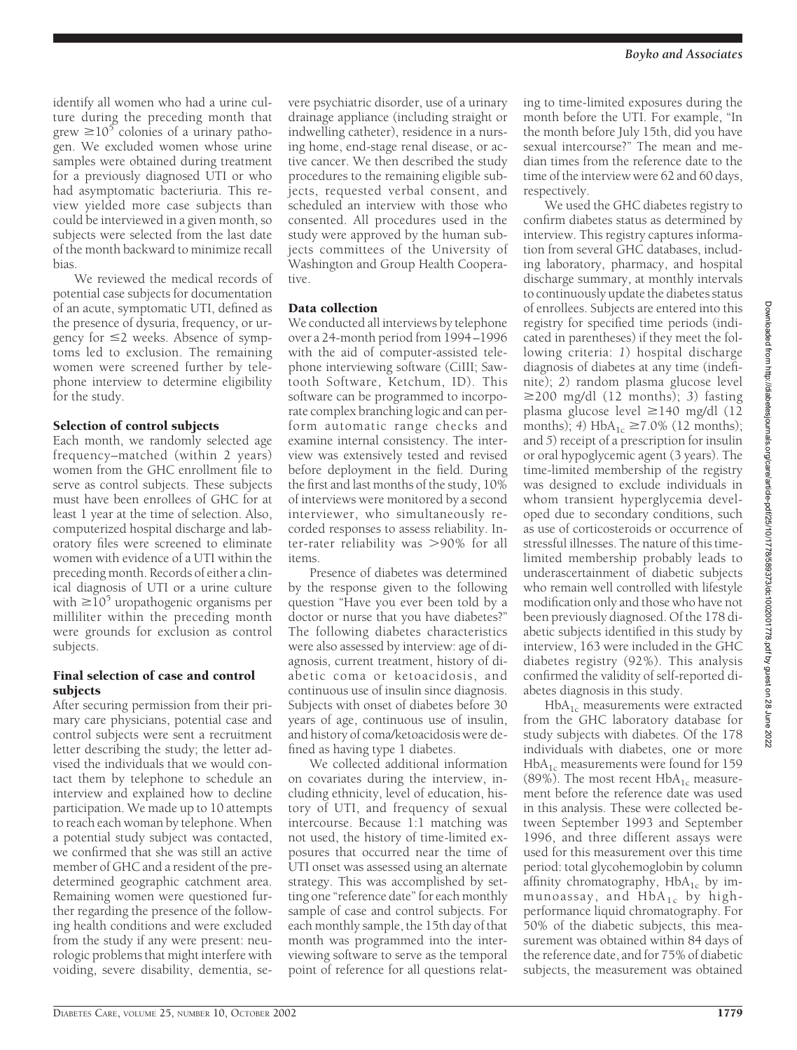identify all women who had a urine culture during the preceding month that grew $\geq 10^5$ colonies of a urinary pathogen. We excluded women whose urine samples were obtained during treatment for a previously diagnosed UTI or who had asymptomatic bacteriuria. This review yielded more case subjects than could be interviewed in a given month, so subjects were selected from the last date of the month backward to minimize recall bias.

We reviewed the medical records of potential case subjects for documentation of an acute, symptomatic UTI, defined as the presence of dysuria, frequency, or urgency for $\leq 2$ weeks. Absence of symptoms led to exclusion. The remaining women were screened further by telephone interview to determine eligibility for the study.

### Selection of control subjects

Each month, we randomly selected age frequency–matched (within 2 years) women from the GHC enrollment file to serve as control subjects. These subjects must have been enrollees of GHC for at least 1 year at the time of selection. Also, computerized hospital discharge and laboratory files were screened to eliminate women with evidence of a UTI within the preceding month. Records of either a clinical diagnosis of UTI or a urine culture with $\geq 10^5$ uropathogenic organisms per milliliter within the preceding month were grounds for exclusion as control subjects.

### Final selection of case and control subjects

After securing permission from their primary care physicians, potential case and control subjects were sent a recruitment letter describing the study; the letter advised the individuals that we would contact them by telephone to schedule an interview and explained how to decline participation. We made up to 10 attempts to reach each woman by telephone. When a potential study subject was contacted, we confirmed that she was still an active member of GHC and a resident of the predetermined geographic catchment area. Remaining women were questioned further regarding the presence of the following health conditions and were excluded from the study if any were present: neurologic problems that might interfere with voiding, severe disability, dementia, severe psychiatric disorder, use of a urinary drainage appliance (including straight or indwelling catheter), residence in a nursing home, end-stage renal disease, or active cancer. We then described the study procedures to the remaining eligible subjects, requested verbal consent, and scheduled an interview with those who consented. All procedures used in the study were approved by the human subjects committees of the University of Washington and Group Health Cooperative.

### Data collection

We conducted all interviews by telephone over a 24-month period from 1994–1996 with the aid of computer-assisted telephone interviewing software (CiIII; Sawtooth Software, Ketchum, ID). This software can be programmed to incorporate complex branching logic and can perform automatic range checks and examine internal consistency. The interview was extensively tested and revised before deployment in the field. During the first and last months of the study, 10% of interviews were monitored by a second interviewer, who simultaneously recorded responses to assess reliability. Inter-rater reliability was >90% for all items.

Presence of diabetes was determined by the response given to the following question "Have you ever been told by a doctor or nurse that you have diabetes?" The following diabetes characteristics were also assessed by interview: age of diagnosis, current treatment, history of diabetic coma or ketoacidosis, and continuous use of insulin since diagnosis. Subjects with onset of diabetes before 30 years of age, continuous use of insulin, and history of coma/ketoacidosis were defined as having type 1 diabetes.

We collected additional information on covariates during the interview, including ethnicity, level of education, history of UTI, and frequency of sexual intercourse. Because 1:1 matching was not used, the history of time-limited exposures that occurred near the time of UTI onset was assessed using an alternate strategy. This was accomplished by setting one "reference date" for each monthly sample of case and control subjects. For each monthly sample, the 15th day of that month was programmed into the interviewing software to serve as the temporal point of reference for all questions relating to time-limited exposures during the month before the UTI. For example, "In the month before July 15th, did you have sexual intercourse?" The mean and median times from the reference date to the time of the interview were 62 and 60 days, respectively.

We used the GHC diabetes registry to confirm diabetes status as determined by interview. This registry captures information from several GHC databases, including laboratory, pharmacy, and hospital discharge summary, at monthly intervals to continuously update the diabetes status of enrollees. Subjects are entered into this registry for specified time periods (indicated in parentheses) if they meet the following criteria: *1*) hospital discharge diagnosis of diabetes at any time (indefinite); *2*) random plasma glucose level $\geq 200$ mg/dl (12 months); *3*) fasting plasma glucose level $\geq 140$ mg/dl (12 months); *4*) $HbA_{1c} \geq 7.0\%$ (12 months); and *5*) receipt of a prescription for insulin or oral hypoglycemic agent (3 years). The time-limited membership of the registry was designed to exclude individuals in whom transient hyperglycemia developed due to secondary conditions, such as use of corticosteroids or occurrence of stressful illnesses. The nature of this time-limited membership probably leads to underascertainment of diabetic subjects who remain well controlled with lifestyle modification only and those who have not been previously diagnosed. Of the 178 diabetic subjects identified in this study by interview, 163 were included in the GHC diabetes registry (92%). This analysis confirmed the validity of self-reported diabetes diagnosis in this study.

$HbA_{1c}$ measurements were extracted from the GHC laboratory database for study subjects with diabetes. Of the 178 individuals with diabetes, one or more $HbA_{1c}$ measurements were found for 159 (89%). The most recent $HbA_{1c}$ measurement before the reference date was used in this analysis. These were collected between September 1993 and September 1996, and three different assays were used for this measurement over this time period: total glycohemoglobin by column affinity chromatography, $HbA_{1c}$ by immunoassay, and $HbA_{1c}$ by high-performance liquid chromatography. For 50% of the diabetic subjects, this measurement was obtained within 84 days of the reference date, and for 75% of diabetic subjects, the measurement was obtained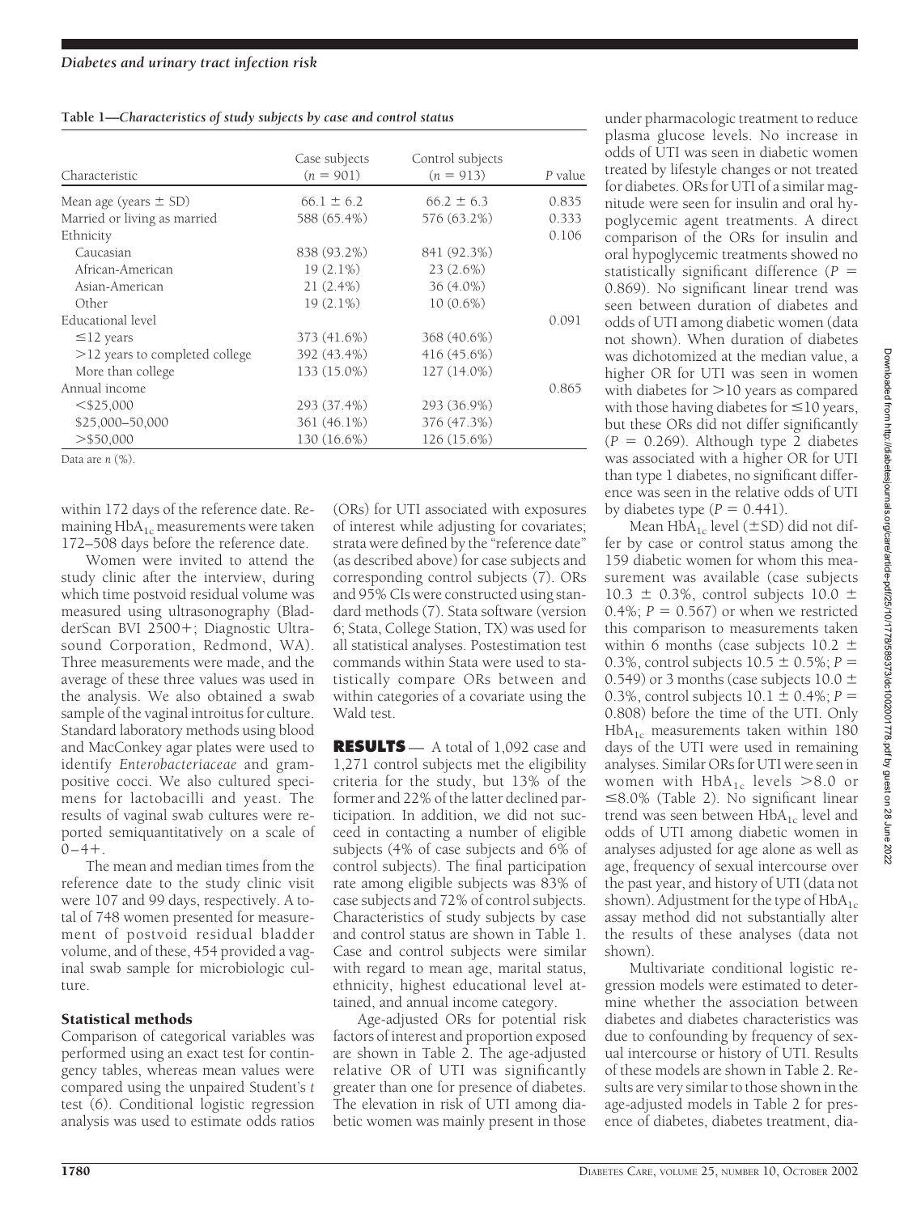**Table 1—*Characteristics of study subjects by case and control status***

| Characteristic | Case subjects ($n$ = 901) | Control subjects ($n$ = 913) | *P* value |
|---|---|---|---|
| Mean age (years ± SD) | 66.1 ± 6.2 | 66.2 ± 6.3 | 0.835 |
| Married or living as married | 588 (65.4%) | 576 (63.2%) | 0.333 |
| Ethnicity | | | 0.106 |
| Caucasian | 838 (93.2%) | 841 (92.3%) | |
| African-American | 19 (2.1%) | 23 (2.6%) | |
| Asian-American | 21 (2.4%) | 36 (4.0%) | |
| Other | 19 (2.1%) | 10 (0.6%) | |
| Educational level | | | 0.091 |
| ≤12 years | 373 (41.6%) | 368 (40.6%) | |
| >12 years to completed college | 392 (43.4%) | 416 (45.6%) | |
| More than college | 133 (15.0%) | 127 (14.0%) | |
| Annual income | | | 0.865 |
| <$25,000 | 293 (37.4%) | 293 (36.9%) | |
| $25,000–50,000 | 361 (46.1%) | 376 (47.3%) | |
| >$50,000 | 130 (16.6%) | 126 (15.6%) | |

Data are *n* (%).

within 172 days of the reference date. Remaining $HbA_{1c}$ measurements were taken 172–508 days before the reference date.

Women were invited to attend the study clinic after the interview, during which time postvoid residual volume was measured using ultrasonography (BladderScan BVI 2500+; Diagnostic Ultrasound Corporation, Redmond, WA). Three measurements were made, and the average of these three values was used in the analysis. We also obtained a swab sample of the vaginal introitus for culture. Standard laboratory methods using blood and MacConkey agar plates were used to identify *Enterobacteriaceae* and gram-positive cocci. We also cultured specimens for lactobacilli and yeast. The results of vaginal swab cultures were reported semiquantitatively on a scale of 0–4+.

The mean and median times from the reference date to the study clinic visit were 107 and 99 days, respectively. A total of 748 women presented for measurement of postvoid residual bladder volume, and of these, 454 provided a vaginal swab sample for microbiologic culture.

### Statistical methods

Comparison of categorical variables was performed using an exact test for contingency tables, whereas mean values were compared using the unpaired Student's *t* test (6). Conditional logistic regression analysis was used to estimate odds ratios (ORs) for UTI associated with exposures of interest while adjusting for covariates; strata were defined by the "reference date" (as described above) for case subjects and corresponding control subjects (7). ORs and 95% CIs were constructed using standard methods (7). Stata software (version 6; Stata, College Station, TX) was used for all statistical analyses. Postestimation test commands within Stata were used to statistically compare ORs between and within categories of a covariate using the Wald test.

## RESULTS

A total of 1,092 case and 1,271 control subjects met the eligibility criteria for the study, but 13% of the former and 22% of the latter declined participation. In addition, we did not succeed in contacting a number of eligible subjects (4% of case subjects and 6% of control subjects). The final participation rate among eligible subjects was 83% of case subjects and 72% of control subjects. Characteristics of study subjects by case and control status are shown in Table 1. Case and control subjects were similar with regard to mean age, marital status, ethnicity, highest educational level attained, and annual income category.

Age-adjusted ORs for potential risk factors of interest and proportion exposed are shown in Table 2. The age-adjusted relative OR of UTI was significantly greater than one for presence of diabetes. The elevation in risk of UTI among diabetic women was mainly present in those under pharmacologic treatment to reduce plasma glucose levels. No increase in odds of UTI was seen in diabetic women treated by lifestyle changes or not treated for diabetes. ORs for UTI of a similar magnitude were seen for insulin and oral hypoglycemic agent treatments. A direct comparison of the ORs for insulin and oral hypoglycemic treatments showed no statistically significant difference ($P$ = 0.869). No significant linear trend was seen between duration of diabetes and odds of UTI among diabetic women (data not shown). When duration of diabetes was dichotomized at the median value, a higher OR for UTI was seen in women with diabetes for >10 years as compared with those having diabetes for ≤10 years, but these ORs did not differ significantly ($P$ = 0.269). Although type 2 diabetes was associated with a higher OR for UTI than type 1 diabetes, no significant difference was seen in the relative odds of UTI by diabetes type ($P$ = 0.441).

Mean $HbA_{1c}$ level (±SD) did not differ by case or control status among the 159 diabetic women for whom this measurement was available (case subjects 10.3 ± 0.3%, control subjects 10.0 ± 0.4%; $P$ = 0.567) or when we restricted this comparison to measurements taken within 6 months (case subjects 10.2 ± 0.3%, control subjects 10.5 ± 0.5%; $P$ = 0.549) or 3 months (case subjects 10.0 ± 0.3%, control subjects 10.1 ± 0.4%; $P$ = 0.808) before the time of the UTI. Only $HbA_{1c}$ measurements taken within 180 days of the UTI were used in remaining analyses. Similar ORs for UTI were seen in women with $HbA_{1c}$ levels >8.0 or ≤8.0% (Table 2). No significant linear trend was seen between $HbA_{1c}$ level and odds of UTI among diabetic women in analyses adjusted for age alone as well as age, frequency of sexual intercourse over the past year, and history of UTI (data not shown). Adjustment for the type of $HbA_{1c}$ assay method did not substantially alter the results of these analyses (data not shown).

Multivariate conditional logistic regression models were estimated to determine whether the association between diabetes and diabetes characteristics was due to confounding by frequency of sexual intercourse or history of UTI. Results of these models are shown in Table 2. Results are very similar to those shown in the age-adjusted models in Table 2 for presence of diabetes, diabetes treatment, dia-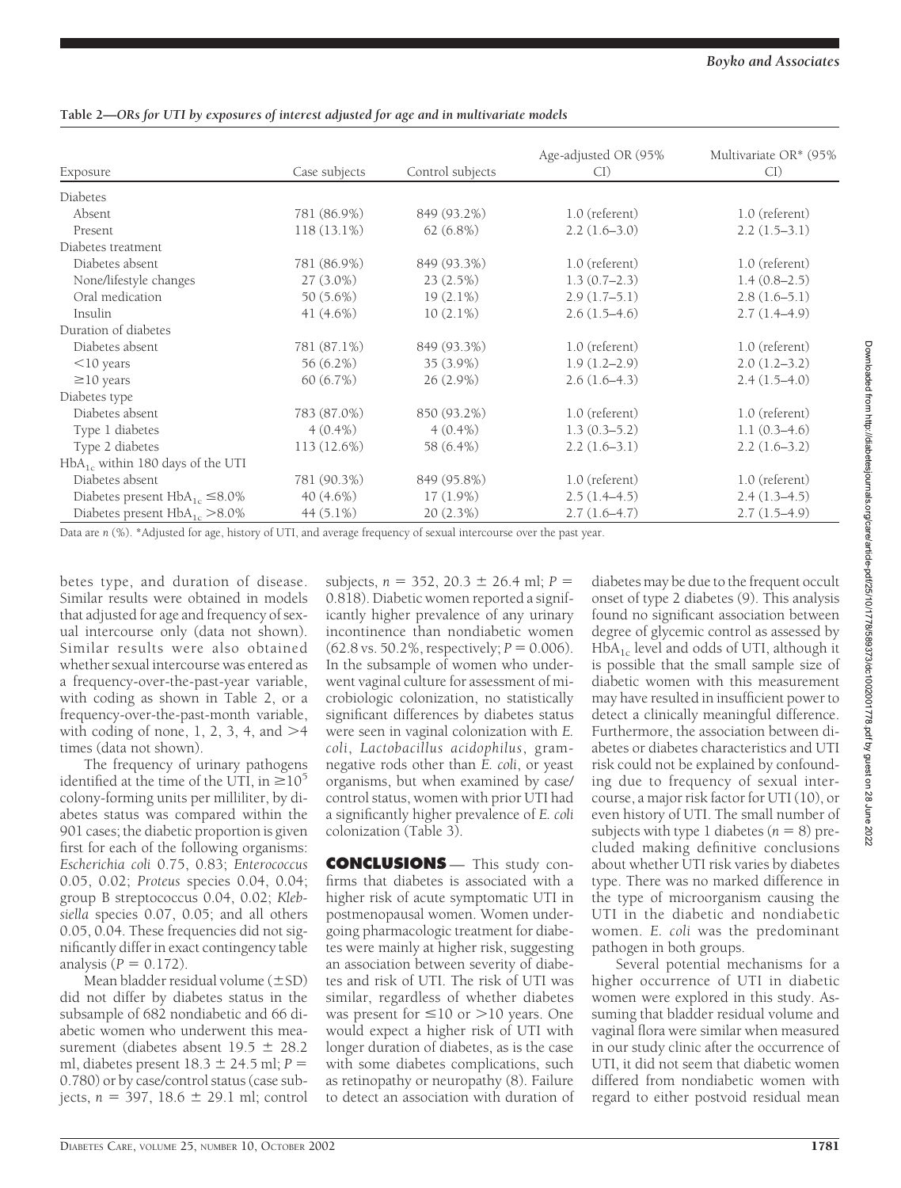**Table 2—ORs for UTI by exposures of interest adjusted for age and in multivariate models**

| Exposure | Case subjects | Control subjects | Age-adjusted OR (95% CI) | Multivariate OR* (95% CI) |
|---|---|---|---|---|
| Diabetes | | | | |
| Absent | 781 (86.9%) | 849 (93.2%) | 1.0 (referent) | 1.0 (referent) |
| Present | 118 (13.1%) | 62 (6.8%) | 2.2 (1.6–3.0) | 2.2 (1.5–3.1) |
| Diabetes treatment | | | | |
| Diabetes absent | 781 (86.9%) | 849 (93.3%) | 1.0 (referent) | 1.0 (referent) |
| None/lifestyle changes | 27 (3.0%) | 23 (2.5%) | 1.3 (0.7–2.3) | 1.4 (0.8–2.5) |
| Oral medication | 50 (5.6%) | 19 (2.1%) | 2.9 (1.7–5.1) | 2.8 (1.6–5.1) |
| Insulin | 41 (4.6%) | 10 (2.1%) | 2.6 (1.5–4.6) | 2.7 (1.4–4.9) |
| Duration of diabetes | | | | |
| Diabetes absent | 781 (87.1%) | 849 (93.3%) | 1.0 (referent) | 1.0 (referent) |
| <10 years | 56 (6.2%) | 35 (3.9%) | 1.9 (1.2–2.9) | 2.0 (1.2–3.2) |
| ≥10 years | 60 (6.7%) | 26 (2.9%) | 2.6 (1.6–4.3) | 2.4 (1.5–4.0) |
| Diabetes type | | | | |
| Diabetes absent | 783 (87.0%) | 850 (93.2%) | 1.0 (referent) | 1.0 (referent) |
| Type 1 diabetes | 4 (0.4%) | 4 (0.4%) | 1.3 (0.3–5.2) | 1.1 (0.3–4.6) |
| Type 2 diabetes | 113 (12.6%) | 58 (6.4%) | 2.2 (1.6–3.1) | 2.2 (1.6–3.2) |
| $HbA_{1c}$ within 180 days of the UTI | | | | |
| Diabetes absent | 781 (90.3%) | 849 (95.8%) | 1.0 (referent) | 1.0 (referent) |
| Diabetes present $HbA_{1c}$ ≤8.0% | 40 (4.6%) | 17 (1.9%) | 2.5 (1.4–4.5) | 2.4 (1.3–4.5) |
| Diabetes present $HbA_{1c}$ >8.0% | 44 (5.1%) | 20 (2.3%) | 2.7 (1.6–4.7) | 2.7 (1.5–4.9) |

Data are *n* (%). *Adjusted for age, history of UTI, and average frequency of sexual intercourse over the past year.

betes type, and duration of disease. Similar results were obtained in models that adjusted for age and frequency of sexual intercourse only (data not shown). Similar results were also obtained whether sexual intercourse was entered as a frequency-over-the-past-year variable, with coding as shown in Table 2, or a frequency-over-the-past-month variable, with coding of none, 1, 2, 3, 4, and >4 times (data not shown).

The frequency of urinary pathogens identified at the time of the UTI, in $\geq 10^5$ colony-forming units per milliliter, by diabetes status was compared within the 901 cases; the diabetic proportion is given first for each of the following organisms: *Escherichia coli* 0.75, 0.83; *Enterococcus* 0.05, 0.02; *Proteus* species 0.04, 0.04; group B streptococcus 0.04, 0.02; *Klebsiella* species 0.07, 0.05; and all others 0.05, 0.04. These frequencies did not significantly differ in exact contingency table analysis ($P = 0.172$).

Mean bladder residual volume (±SD) did not differ by diabetes status in the subsample of 682 nondiabetic and 66 diabetic women who underwent this measurement (diabetes absent 19.5 ± 28.2 ml, diabetes present 18.3 ± 24.5 ml; $P = 0.780$) or by case/control status (case subjects, $n = 397$, 18.6 ± 29.1 ml; control subjects, $n = 352$, 20.3 ± 26.4 ml; $P = 0.818$). Diabetic women reported a significantly higher prevalence of any urinary incontinence than nondiabetic women (62.8 vs. 50.2%, respectively; $P = 0.006$). In the subsample of women who underwent vaginal culture for assessment of microbiologic colonization, no statistically significant differences by diabetes status were seen in vaginal colonization with *E. coli*, *Lactobacillus acidophilus*, gram-negative rods other than *E. coli*, or yeast organisms, but when examined by case/control status, women with prior UTI had a significantly higher prevalence of *E. coli* colonization (Table 3).

## CONCLUSIONS

This study confirms that diabetes is associated with a higher risk of acute symptomatic UTI in postmenopausal women. Women undergoing pharmacologic treatment for diabetes were mainly at higher risk, suggesting an association between severity of diabetes and risk of UTI. The risk of UTI was similar, regardless of whether diabetes was present for ≤10 or >10 years. One would expect a higher risk of UTI with longer duration of diabetes, as is the case with some diabetes complications, such as retinopathy or neuropathy (8). Failure to detect an association with duration of diabetes may be due to the frequent occult onset of type 2 diabetes (9). This analysis found no significant association between degree of glycemic control as assessed by $HbA_{1c}$ level and odds of UTI, although it is possible that the small sample size of diabetic women with this measurement may have resulted in insufficient power to detect a clinically meaningful difference. Furthermore, the association between diabetes or diabetes characteristics and UTI risk could not be explained by confounding due to frequency of sexual intercourse, a major risk factor for UTI (10), or even history of UTI. The small number of subjects with type 1 diabetes ($n = 8$) precluded making definitive conclusions about whether UTI risk varies by diabetes type. There was no marked difference in the type of microorganism causing the UTI in the diabetic and nondiabetic women. *E. coli* was the predominant pathogen in both groups.

Several potential mechanisms for a higher occurrence of UTI in diabetic women were explored in this study. Assuming that bladder residual volume and vaginal flora were similar when measured in our study clinic after the occurrence of UTI, it did not seem that diabetic women differed from nondiabetic women with regard to either postvoid residual mean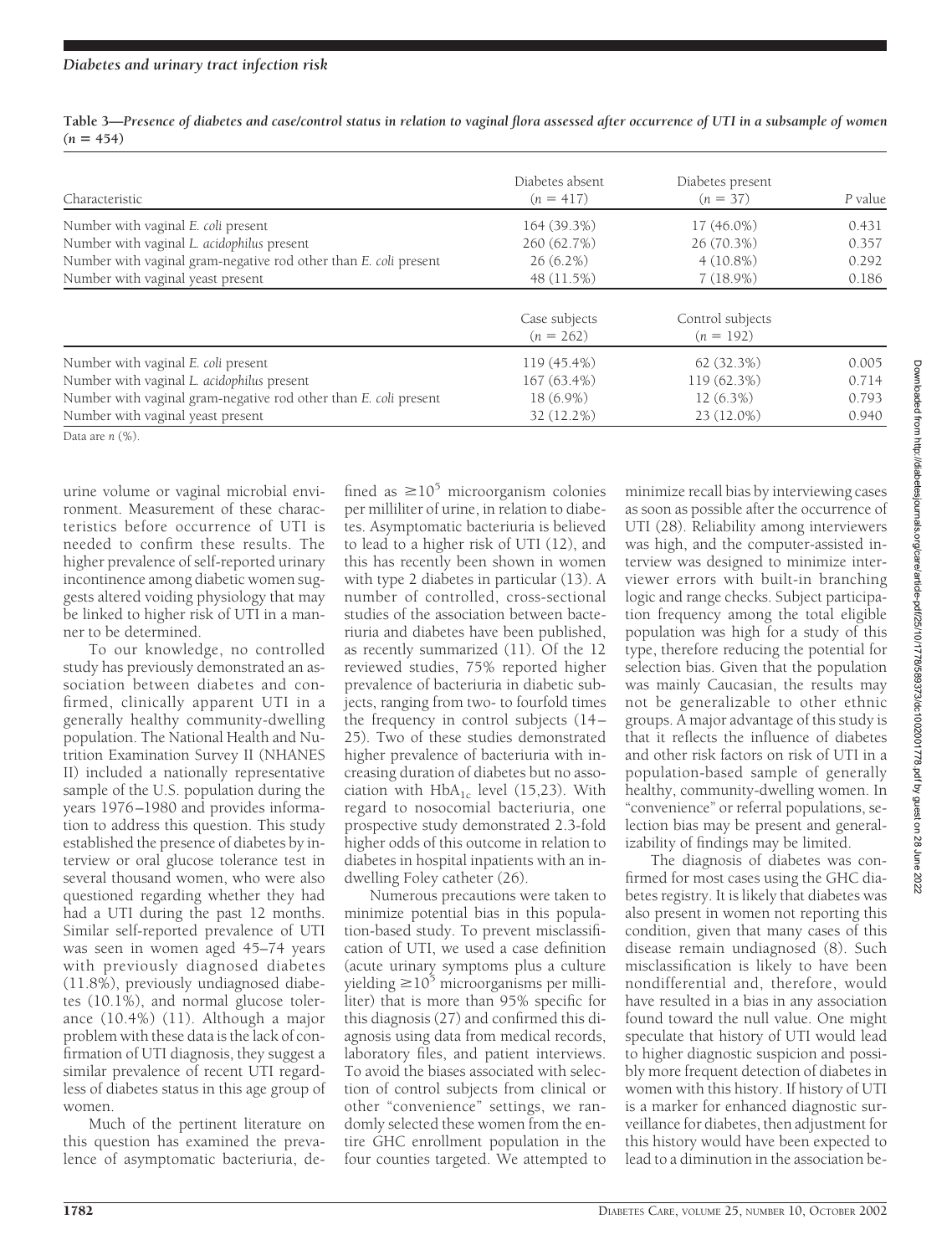**Table 3—Presence of diabetes and case/control status in relation to vaginal flora assessed after occurrence of UTI in a subsample of women (n = 454)**

| Characteristic | Diabetes absent (n = 417) | Diabetes present (n = 37) | P value |
|---|---|---|---|
| Number with vaginal *E. coli* present | 164 (39.3%) | 17 (46.0%) | 0.431 |
| Number with vaginal *L. acidophilus* present | 260 (62.7%) | 26 (70.3%) | 0.357 |
| Number with vaginal gram-negative rod other than *E. coli* present | 26 (6.2%) | 4 (10.8%) | 0.292 |
| Number with vaginal yeast present | 48 (11.5%) | 7 (18.9%) | 0.186 |
| | Case subjects (n = 262) | Control subjects (n = 192) | |
| Number with vaginal *E. coli* present | 119 (45.4%) | 62 (32.3%) | 0.005 |
| Number with vaginal *L. acidophilus* present | 167 (63.4%) | 119 (62.3%) | 0.714 |
| Number with vaginal gram-negative rod other than *E. coli* present | 18 (6.9%) | 12 (6.3%) | 0.793 |
| Number with vaginal yeast present | 32 (12.2%) | 23 (12.0%) | 0.940 |

Data are n (%).

urine volume or vaginal microbial environment. Measurement of these characteristics before occurrence of UTI is needed to confirm these results. The higher prevalence of self-reported urinary incontinence among diabetic women suggests altered voiding physiology that may be linked to higher risk of UTI in a manner to be determined.

To our knowledge, no controlled study has previously demonstrated an association between diabetes and confirmed, clinically apparent UTI in a generally healthy community-dwelling population. The National Health and Nutrition Examination Survey II (NHANES II) included a nationally representative sample of the U.S. population during the years 1976–1980 and provides information to address this question. This study established the presence of diabetes by interview or oral glucose tolerance test in several thousand women, who were also questioned regarding whether they had had a UTI during the past 12 months. Similar self-reported prevalence of UTI was seen in women aged 45–74 years with previously diagnosed diabetes (11.8%), previously undiagnosed diabetes (10.1%), and normal glucose tolerance (10.4%) (11). Although a major problem with these data is the lack of confirmation of UTI diagnosis, they suggest a similar prevalence of recent UTI regardless of diabetes status in this age group of women.

Much of the pertinent literature on this question has examined the prevalence of asymptomatic bacteriuria, defined as $\geq 10^5$ microorganism colonies per milliliter of urine, in relation to diabetes. Asymptomatic bacteriuria is believed to lead to a higher risk of UTI (12), and this has recently been shown in women with type 2 diabetes in particular (13). A number of controlled, cross-sectional studies of the association between bacteriuria and diabetes have been published, as recently summarized (11). Of the 12 reviewed studies, 75% reported higher prevalence of bacteriuria in diabetic subjects, ranging from two- to fourfold times the frequency in control subjects (14–25). Two of these studies demonstrated higher prevalence of bacteriuria with increasing duration of diabetes but no association with $HbA_{1c}$ level (15,23). With regard to nosocomial bacteriuria, one prospective study demonstrated 2.3-fold higher odds of this outcome in relation to diabetes in hospital inpatients with an indwelling Foley catheter (26).

Numerous precautions were taken to minimize potential bias in this population-based study. To prevent misclassification of UTI, we used a case definition (acute urinary symptoms plus a culture yielding $\geq 10^5$ microorganisms per milliliter) that is more than 95% specific for this diagnosis (27) and confirmed this diagnosis using data from medical records, laboratory files, and patient interviews. To avoid the biases associated with selection of control subjects from clinical or other "convenience" settings, we randomly selected these women from the entire GHC enrollment population in the four counties targeted. We attempted to minimize recall bias by interviewing cases as soon as possible after the occurrence of UTI (28). Reliability among interviewers was high, and the computer-assisted interview was designed to minimize interviewer errors with built-in branching logic and range checks. Subject participation frequency among the total eligible population was high for a study of this type, therefore reducing the potential for selection bias. Given that the population was mainly Caucasian, the results may not be generalizable to other ethnic groups. A major advantage of this study is that it reflects the influence of diabetes and other risk factors on risk of UTI in a population-based sample of generally healthy, community-dwelling women. In "convenience" or referral populations, selection bias may be present and generalizability of findings may be limited.

The diagnosis of diabetes was confirmed for most cases using the GHC diabetes registry. It is likely that diabetes was also present in women not reporting this condition, given that many cases of this disease remain undiagnosed (8). Such misclassification is likely to have been nondifferential and, therefore, would have resulted in a bias in any association found toward the null value. One might speculate that history of UTI would lead to higher diagnostic suspicion and possibly more frequent detection of diabetes in women with this history. If history of UTI is a marker for enhanced diagnostic surveillance for diabetes, then adjustment for this history would have been expected to lead to a diminution in the association be-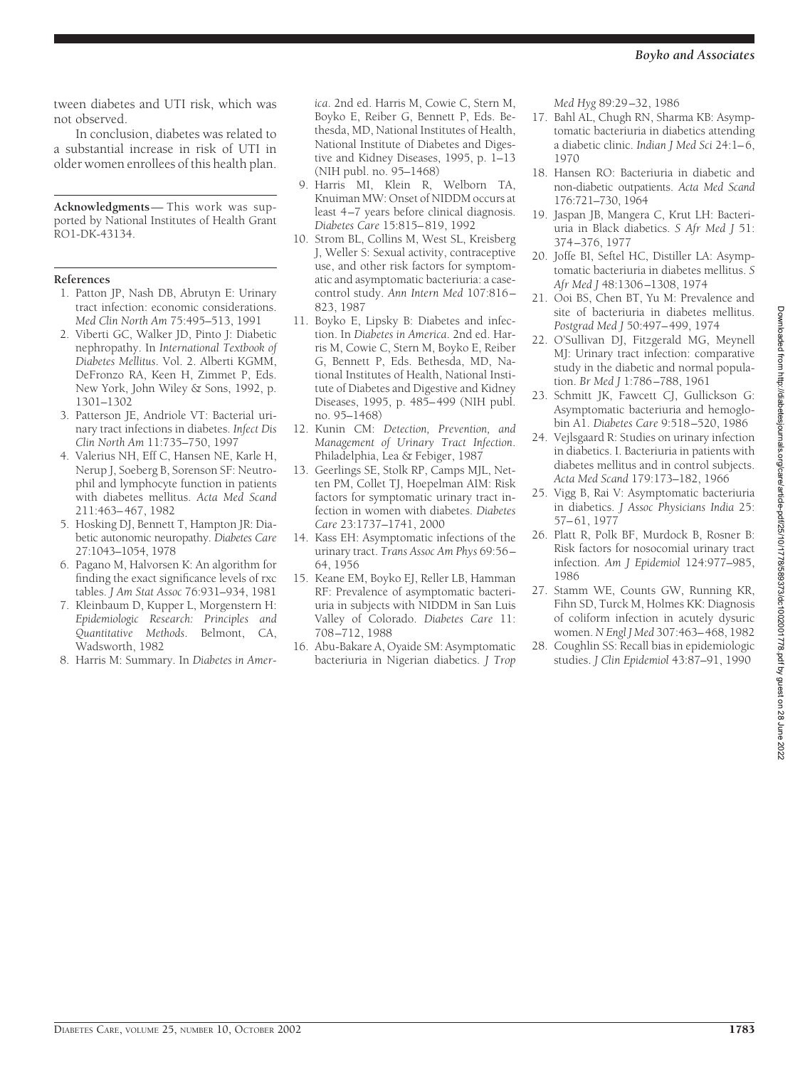tween diabetes and UTI risk, which was not observed.

In conclusion, diabetes was related to a substantial increase in risk of UTI in older women enrollees of this health plan.

**Acknowledgments**— This work was supported by National Institutes of Health Grant RO1-DK-43134.

## References

1. Patton JP, Nash DB, Abrutyn E: Urinary tract infection: economic considerations. *Med Clin North Am* 75:495–513, 1991
2. Viberti GC, Walker JD, Pinto J: Diabetic nephropathy. In *International Textbook of Diabetes Mellitus*. Vol. 2. Alberti KGMM, DeFronzo RA, Keen H, Zimmet P, Eds. New York, John Wiley & Sons, 1992, p. 1301–1302
3. Patterson JE, Andriole VT: Bacterial urinary tract infections in diabetes. *Infect Dis Clin North Am* 11:735–750, 1997
4. Valerius NH, Eff C, Hansen NE, Karle H, Nerup J, Soeberg B, Sorenson SF: Neutrophil and lymphocyte function in patients with diabetes mellitus. *Acta Med Scand* 211:463–467, 1982
5. Hosking DJ, Bennett T, Hampton JR: Diabetic autonomic neuropathy. *Diabetes Care* 27:1043–1054, 1978
6. Pagano M, Halvorsen K: An algorithm for finding the exact significance levels of rxc tables. *J Am Stat Assoc* 76:931–934, 1981
7. Kleinbaum D, Kupper L, Morgenstern H: *Epidemiologic Research: Principles and Quantitative Methods*. Belmont, CA, Wadsworth, 1982
8. Harris M: Summary. In *Diabetes in America*. 2nd ed. Harris M, Cowie C, Stern M, Boyko E, Reiber G, Bennett P, Eds. Bethesda, MD, National Institutes of Health, National Institute of Diabetes and Digestive and Kidney Diseases, 1995, p. 1–13 (NIH publ. no. 95–1468)
9. Harris MI, Klein R, Welborn TA, Knuiman MW: Onset of NIDDM occurs at least 4–7 years before clinical diagnosis. *Diabetes Care* 15:815–819, 1992
10. Strom BL, Collins M, West SL, Kreisberg J, Weller S: Sexual activity, contraceptive use, and other risk factors for symptomatic and asymptomatic bacteriuria: a case-control study. *Ann Intern Med* 107:816–823, 1987
11. Boyko E, Lipsky B: Diabetes and infection. In *Diabetes in America*. 2nd ed. Harris M, Cowie C, Stern M, Boyko E, Reiber G, Bennett P, Eds. Bethesda, MD, National Institutes of Health, National Institute of Diabetes and Digestive and Kidney Diseases, 1995, p. 485–499 (NIH publ. no. 95–1468)
12. Kunin CM: *Detection, Prevention, and Management of Urinary Tract Infection*. Philadelphia, Lea & Febiger, 1987
13. Geerlings SE, Stolk RP, Camps MJL, Netten PM, Collet TJ, Hoepelman AIM: Risk factors for symptomatic urinary tract infection in women with diabetes. *Diabetes Care* 23:1737–1741, 2000
14. Kass EH: Asymptomatic infections of the urinary tract. *Trans Assoc Am Phys* 69:56–64, 1956
15. Keane EM, Boyko EJ, Reller LB, Hamman RF: Prevalence of asymptomatic bacteriuria in subjects with NIDDM in San Luis Valley of Colorado. *Diabetes Care* 11:708–712, 1988
16. Abu-Bakare A, Oyaide SM: Asymptomatic bacteriuria in Nigerian diabetics. *J Trop Med Hyg* 89:29–32, 1986
17. Bahl AL, Chugh RN, Sharma KB: Asymptomatic bacteriuria in diabetics attending a diabetic clinic. *Indian J Med Sci* 24:1–6, 1970
18. Hansen RO: Bacteriuria in diabetic and non-diabetic outpatients. *Acta Med Scand* 176:721–730, 1964
19. Jaspan JB, Mangera C, Krut LH: Bacteriuria in Black diabetics. *S Afr Med J* 51:374–376, 1977
20. Joffe BI, Seftel HC, Distiller LA: Asymptomatic bacteriuria in diabetes mellitus. *S Afr Med J* 48:1306–1308, 1974
21. Ooi BS, Chen BT, Yu M: Prevalence and site of bacteriuria in diabetes mellitus. *Postgrad Med J* 50:497–499, 1974
22. O'Sullivan DJ, Fitzgerald MG, Meynell MJ: Urinary tract infection: comparative study in the diabetic and normal population. *Br Med J* 1:786–788, 1961
23. Schmitt JK, Fawcett CJ, Gullickson G: Asymptomatic bacteriuria and hemoglobin A1. *Diabetes Care* 9:518–520, 1986
24. Vejlsgaard R: Studies on urinary infection in diabetics. I. Bacteriuria in patients with diabetes mellitus and in control subjects. *Acta Med Scand* 179:173–182, 1966
25. Vigg B, Rai V: Asymptomatic bacteriuria in diabetics. *J Assoc Physicians India* 25:57–61, 1977
26. Platt R, Polk BF, Murdock B, Rosner B: Risk factors for nosocomial urinary tract infection. *Am J Epidemiol* 124:977–985, 1986
27. Stamm WE, Counts GW, Running KR, Fihn SD, Turck M, Holmes KK: Diagnosis of coliform infection in acutely dysuric women. *N Engl J Med* 307:463–468, 1982
28. Coughlin SS: Recall bias in epidemiologic studies. *J Clin Epidemiol* 43:87–91, 1990